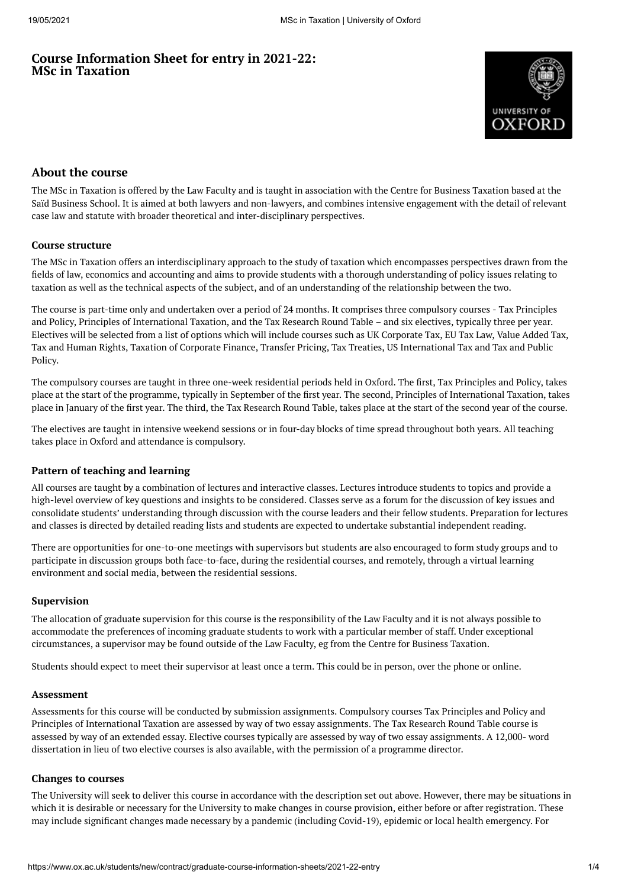# Course Information Sheet for entry in 2021-22: MSc in Taxation

## About the course

The MSc in Taxation is offered by the Law Faculty and is taught in association with the Centre for Business Taxation based at the Saïd Business School. It is aimed at both lawyers and non-lawyers, and combines intensive engagement with the detail of relevant case law and statute with broader theoretical and inter-disciplinary perspectives.

### Course structure

The MSc in Taxation offers an interdisciplinary approach to the study of taxation which encompasses perspectives drawn from the fields of law, economics and accounting and aims to provide students with a thorough understanding of policy issues relating to taxation as well as the technical aspects of the subject, and of an understanding of the relationship between the two.

The course is part-time only and undertaken over a period of 24 months. It comprises three compulsory courses - Tax Principles and Policy, Principles of International Taxation, and the Tax Research Round Table – and six electives, typically three per year. Electives will be selected from a list of options which will include courses such as UK Corporate Tax, EU Tax Law, Value Added Tax, Tax and Human Rights, Taxation of Corporate Finance, Transfer Pricing, Tax Treaties, US International Tax and Tax and Public Policy.

The compulsory courses are taught in three one-week residential periods held in Oxford. The first, Tax Principles and Policy, takes place at the start of the programme, typically in September of the first year. The second, Principles of International Taxation, takes place in January of the first year. The third, the Tax Research Round Table, takes place at the start of the second year of the course.

The electives are taught in intensive weekend sessions or in four-day blocks of time spread throughout both years. All teaching takes place in Oxford and attendance is compulsory.

### Pattern of teaching and learning

All courses are taught by a combination of lectures and interactive classes. Lectures introduce students to topics and provide a high-level overview of key questions and insights to be considered. Classes serve as a forum for the discussion of key issues and consolidate students' understanding through discussion with the course leaders and their fellow students. Preparation for lectures and classes is directed by detailed reading lists and students are expected to undertake substantial independent reading.

There are opportunities for one-to-one meetings with supervisors but students are also encouraged to form study groups and to participate in discussion groups both face-to-face, during the residential courses, and remotely, through a virtual learning environment and social media, between the residential sessions.

### Supervision

The allocation of graduate supervision for this course is the responsibility of the Law Faculty and it is not always possible to accommodate the preferences of incoming graduate students to work with a particular member of staff. Under exceptional circumstances, a supervisor may be found outside of the Law Faculty, eg from the Centre for Business Taxation.

Students should expect to meet their supervisor at least once a term. This could be in person, over the phone or online.

### Assessment

Assessments for this course will be conducted by submission assignments. Compulsory courses Tax Principles and Policy and Principles of International Taxation are assessed by way of two essay assignments. The Tax Research Round Table course is assessed by way of an extended essay. Elective courses typically are assessed by way of two essay assignments. A 12,000- word dissertation in lieu of two elective courses is also available, with the permission of a programme director.

### Changes to courses

The University will seek to deliver this course in accordance with the description set out above. However, there may be situations in which it is desirable or necessary for the University to make changes in course provision, either before or after registration. These may include significant changes made necessary by a pandemic (including Covid-19), epidemic or local health emergency. For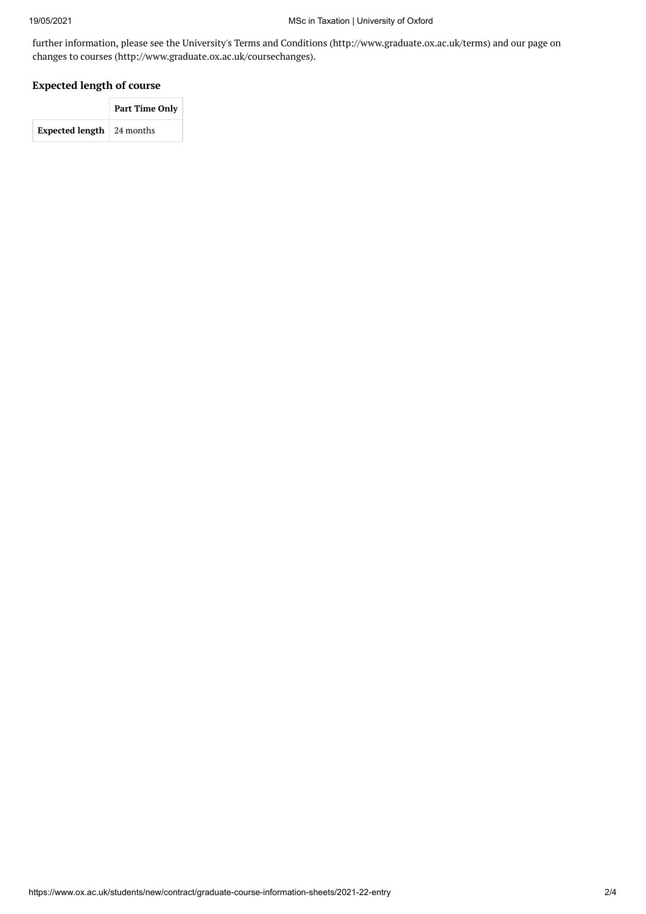further information, please see the University's Terms and Conditions (http://www.graduate.ox.ac.uk/terms) and our page on changes to courses (http://www.graduate.ox.ac.uk/coursechanges).

### Expected length of course

| | Part Time Only |
|---|---|
| **Expected length** | 24 months |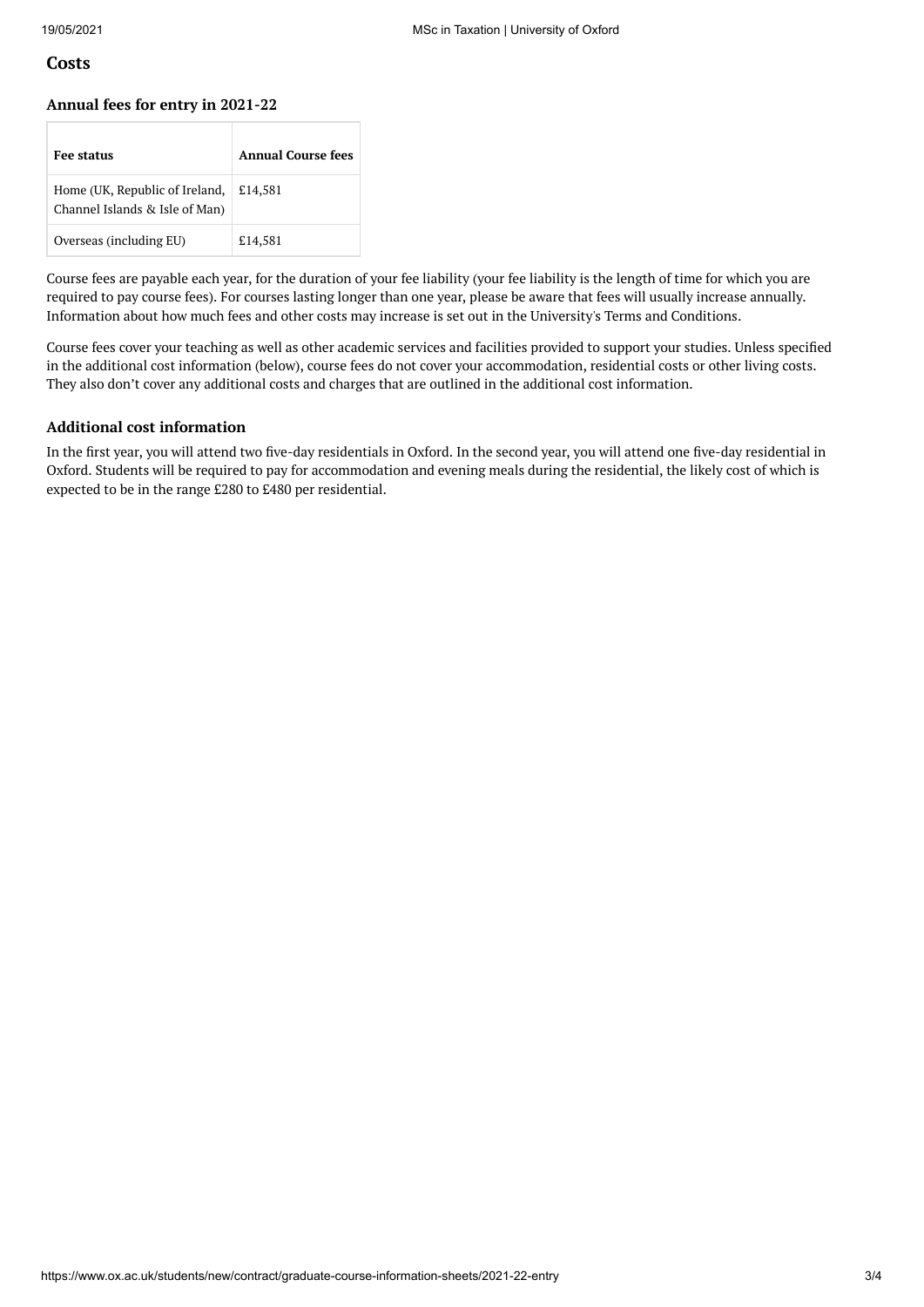## Costs

### Annual fees for entry in 2021-22

| Fee status | Annual Course fees |
|---|---|
| Home (UK, Republic of Ireland, Channel Islands & Isle of Man) | £14,581 |
| Overseas (including EU) | £14,581 |

Course fees are payable each year, for the duration of your fee liability (your fee liability is the length of time for which you are required to pay course fees). For courses lasting longer than one year, please be aware that fees will usually increase annually. Information about how much fees and other costs may increase is set out in the University's Terms and Conditions.

Course fees cover your teaching as well as other academic services and facilities provided to support your studies. Unless specified in the additional cost information (below), course fees do not cover your accommodation, residential costs or other living costs. They also don't cover any additional costs and charges that are outlined in the additional cost information.

### Additional cost information

In the first year, you will attend two five-day residentials in Oxford. In the second year, you will attend one five-day residential in Oxford. Students will be required to pay for accommodation and evening meals during the residential, the likely cost of which is expected to be in the range £280 to £480 per residential.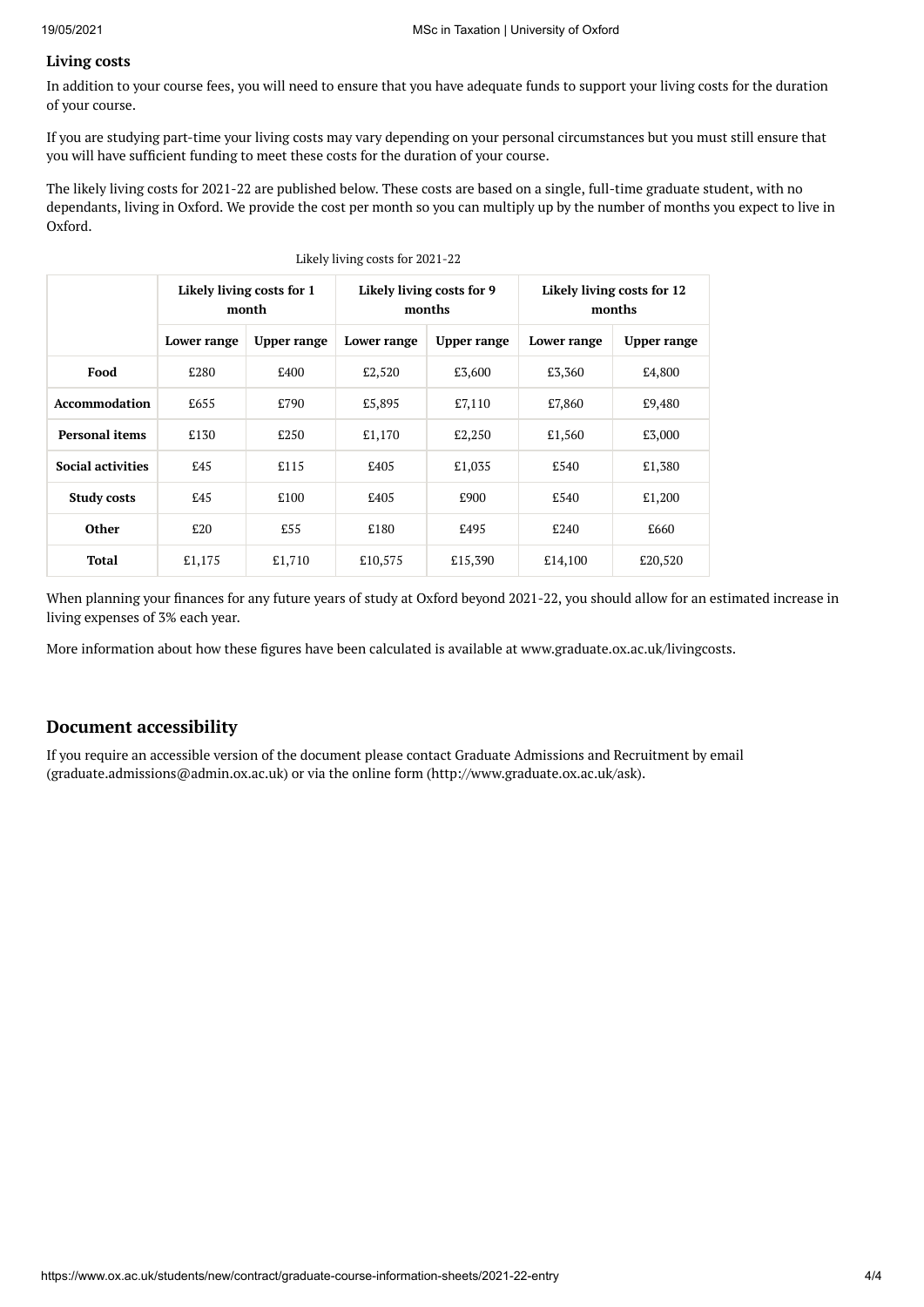**Living costs**

In addition to your course fees, you will need to ensure that you have adequate funds to support your living costs for the duration of your course.

If you are studying part-time your living costs may vary depending on your personal circumstances but you must still ensure that you will have sufficient funding to meet these costs for the duration of your course.

The likely living costs for 2021-22 are published below. These costs are based on a single, full-time graduate student, with no dependants, living in Oxford. We provide the cost per month so you can multiply up by the number of months you expect to live in Oxford.

Likely living costs for 2021-22

| | Likely living costs for 1 month | | Likely living costs for 9 months | | Likely living costs for 12 months | |
|---|---|---|---|---|---|---|
| | Lower range | Upper range | Lower range | Upper range | Lower range | Upper range |
| **Food** | £280 | £400 | £2,520 | £3,600 | £3,360 | £4,800 |
| **Accommodation** | £655 | £790 | £5,895 | £7,110 | £7,860 | £9,480 |
| **Personal items** | £130 | £250 | £1,170 | £2,250 | £1,560 | £3,000 |
| **Social activities** | £45 | £115 | £405 | £1,035 | £540 | £1,380 |
| **Study costs** | £45 | £100 | £405 | £900 | £540 | £1,200 |
| **Other** | £20 | £55 | £180 | £495 | £240 | £660 |
| **Total** | £1,175 | £1,710 | £10,575 | £15,390 | £14,100 | £20,520 |

When planning your finances for any future years of study at Oxford beyond 2021-22, you should allow for an estimated increase in living expenses of 3% each year.

More information about how these figures have been calculated is available at www.graduate.ox.ac.uk/livingcosts.

## Document accessibility

If you require an accessible version of the document please contact Graduate Admissions and Recruitment by email (graduate.admissions@admin.ox.ac.uk) or via the online form (http://www.graduate.ox.ac.uk/ask).